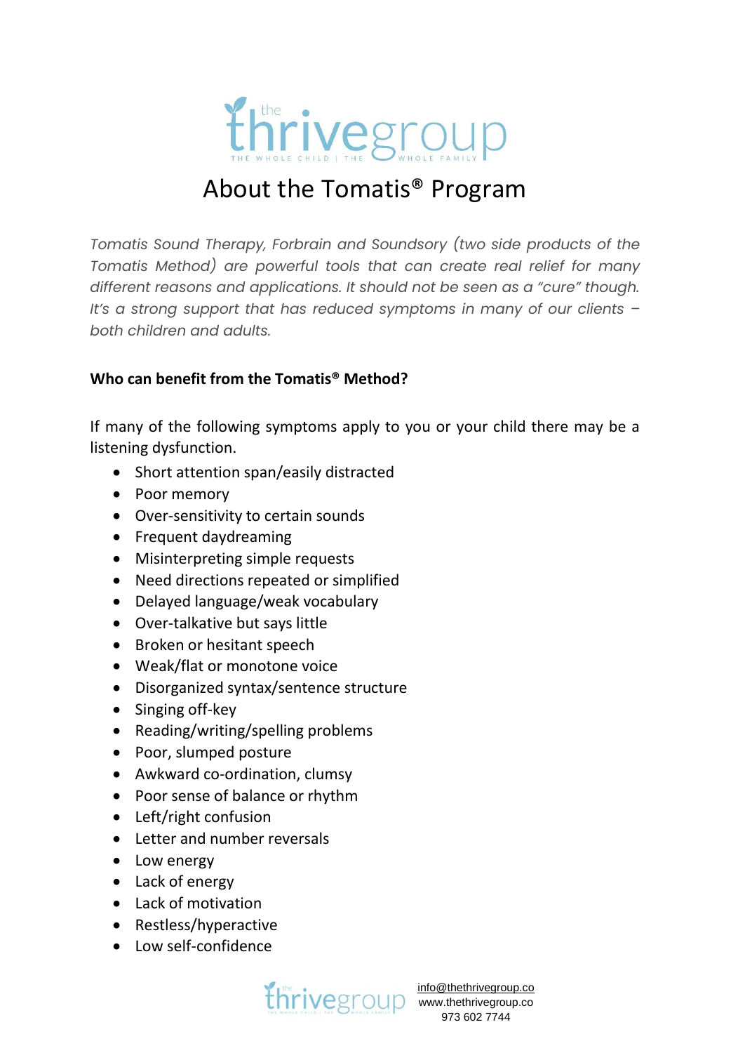# About the Tomatis® Program

*Tomatis Sound Therapy, Forbrain and Soundsory (two side products of the Tomatis Method) are powerful tools that can create real relief for many different reasons and applications. It should not be seen as a "cure" though. It's a strong support that has reduced symptoms in many of our clients – both children and adults.*

**Who can benefit from the Tomatis® Method?**

If many of the following symptoms apply to you or your child there may be a listening dysfunction.

- Short attention span/easily distracted
- Poor memory
- Over-sensitivity to certain sounds
- Frequent daydreaming
- Misinterpreting simple requests
- Need directions repeated or simplified
- Delayed language/weak vocabulary
- Over-talkative but says little
- Broken or hesitant speech
- Weak/flat or monotone voice
- Disorganized syntax/sentence structure
- Singing off-key
- Reading/writing/spelling problems
- Poor, slumped posture
- Awkward co-ordination, clumsy
- Poor sense of balance or rhythm
- Left/right confusion
- Letter and number reversals
- Low energy
- Lack of energy
- Lack of motivation
- Restless/hyperactive
- Low self-confidence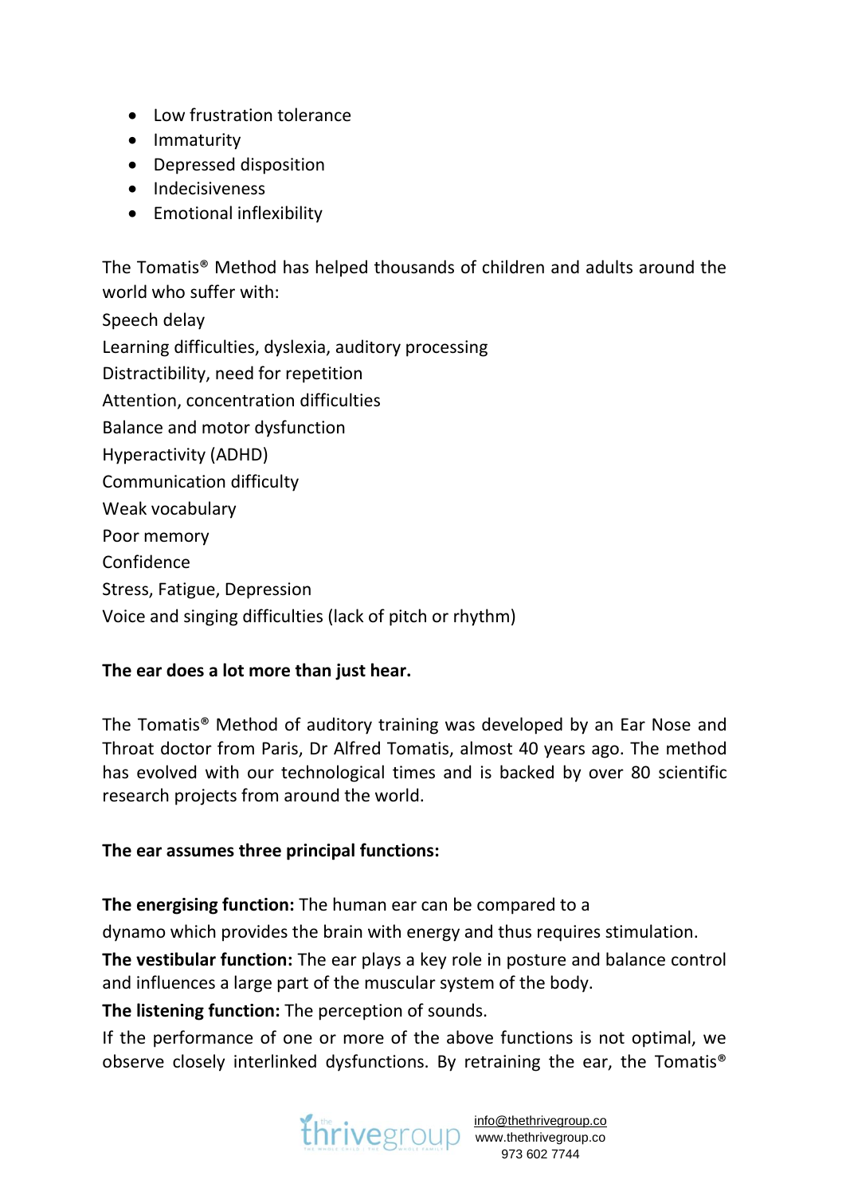- Low frustration tolerance
- Immaturity
- Depressed disposition
- Indecisiveness
- Emotional inflexibility

The Tomatis® Method has helped thousands of children and adults around the world who suffer with:

Speech delay

Learning difficulties, dyslexia, auditory processing

Distractibility, need for repetition

Attention, concentration difficulties

Balance and motor dysfunction

Hyperactivity (ADHD)

Communication difficulty

Weak vocabulary

Poor memory

Confidence

Stress, Fatigue, Depression

Voice and singing difficulties (lack of pitch or rhythm)

**The ear does a lot more than just hear.**

The Tomatis® Method of auditory training was developed by an Ear Nose and Throat doctor from Paris, Dr Alfred Tomatis, almost 40 years ago. The method has evolved with our technological times and is backed by over 80 scientific research projects from around the world.

**The ear assumes three principal functions:**

**The energising function:** The human ear can be compared to a dynamo which provides the brain with energy and thus requires stimulation.

**The vestibular function:** The ear plays a key role in posture and balance control and influences a large part of the muscular system of the body.

**The listening function:** The perception of sounds.

If the performance of one or more of the above functions is not optimal, we observe closely interlinked dysfunctions. By retraining the ear, the Tomatis®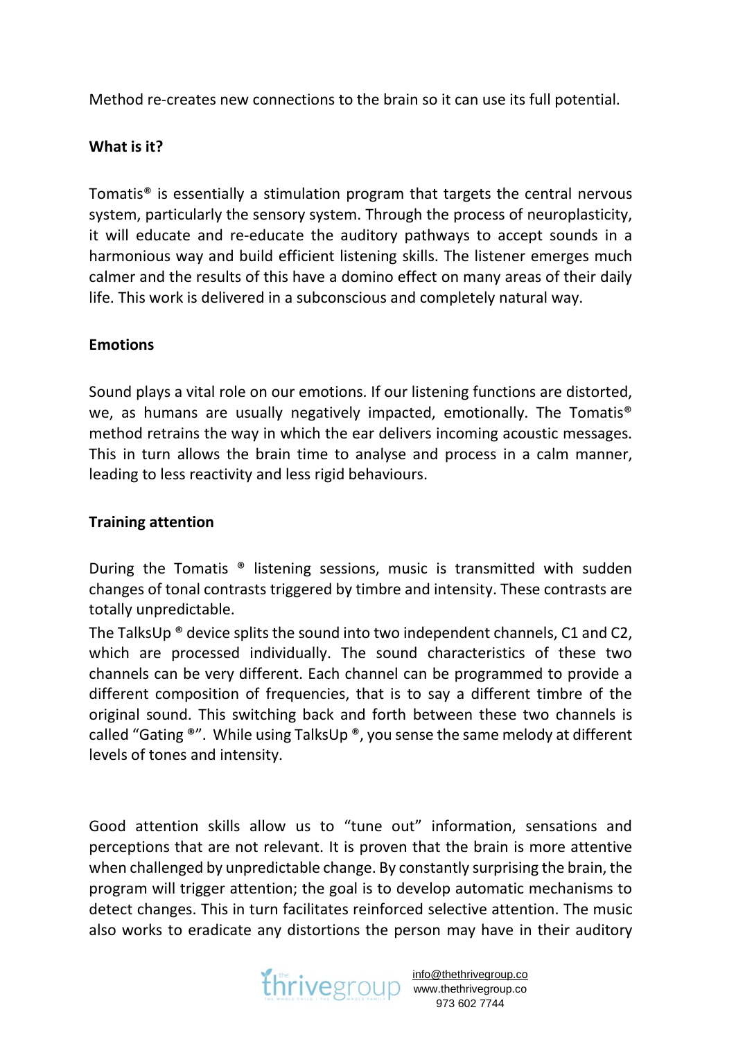Method re-creates new connections to the brain so it can use its full potential.

**What is it?**

Tomatis® is essentially a stimulation program that targets the central nervous system, particularly the sensory system. Through the process of neuroplasticity, it will educate and re-educate the auditory pathways to accept sounds in a harmonious way and build efficient listening skills. The listener emerges much calmer and the results of this have a domino effect on many areas of their daily life. This work is delivered in a subconscious and completely natural way.

**Emotions**

Sound plays a vital role on our emotions. If our listening functions are distorted, we, as humans are usually negatively impacted, emotionally. The Tomatis® method retrains the way in which the ear delivers incoming acoustic messages. This in turn allows the brain time to analyse and process in a calm manner, leading to less reactivity and less rigid behaviours.

**Training attention**

During the Tomatis ® listening sessions, music is transmitted with sudden changes of tonal contrasts triggered by timbre and intensity. These contrasts are totally unpredictable.

The TalksUp ® device splits the sound into two independent channels, C1 and C2, which are processed individually. The sound characteristics of these two channels can be very different. Each channel can be programmed to provide a different composition of frequencies, that is to say a different timbre of the original sound. This switching back and forth between these two channels is called "Gating ®". While using TalksUp ®, you sense the same melody at different levels of tones and intensity.

Good attention skills allow us to "tune out" information, sensations and perceptions that are not relevant. It is proven that the brain is more attentive when challenged by unpredictable change. By constantly surprising the brain, the program will trigger attention; the goal is to develop automatic mechanisms to detect changes. This in turn facilitates reinforced selective attention. The music also works to eradicate any distortions the person may have in their auditory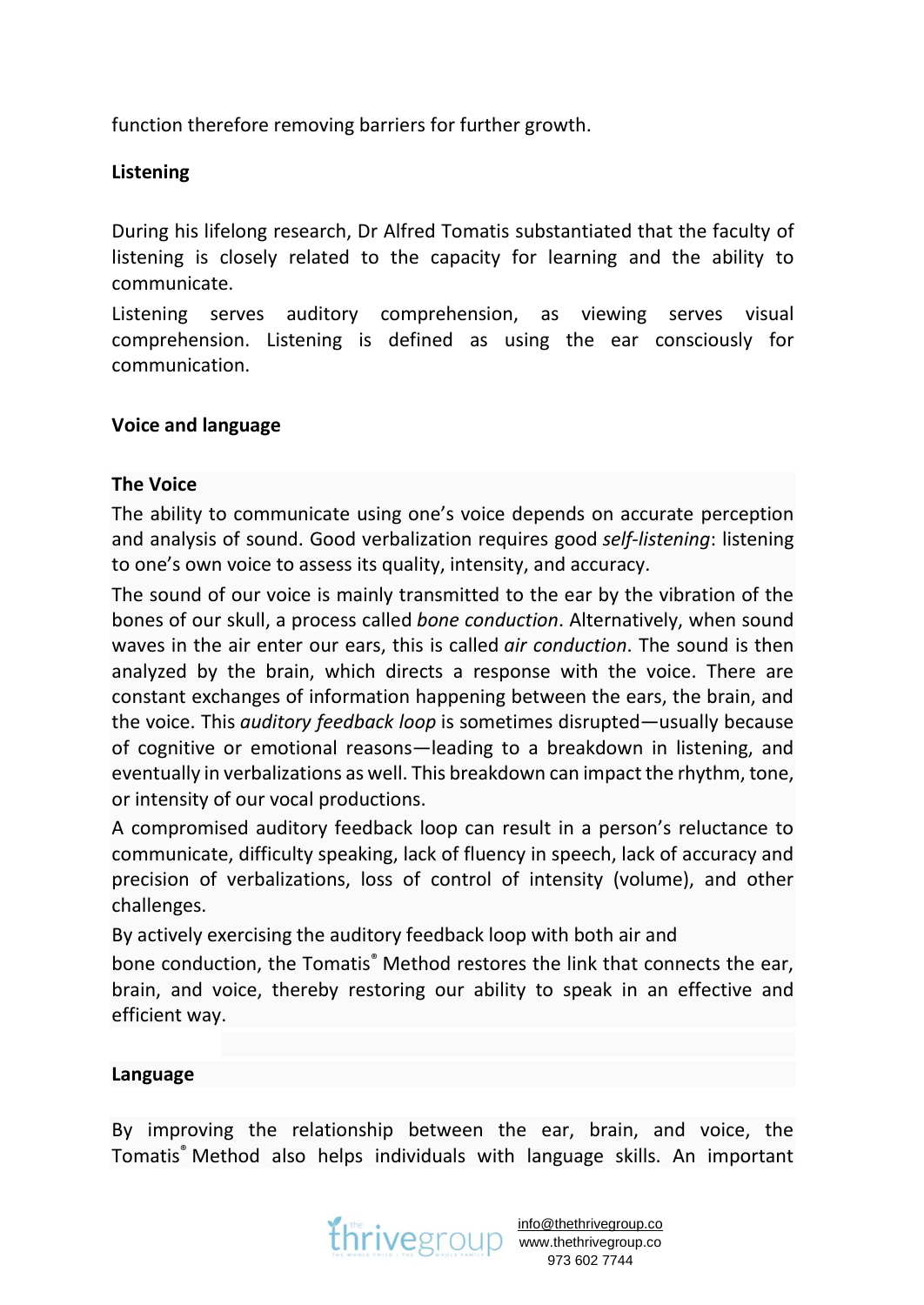function therefore removing barriers for further growth.

## Listening

During his lifelong research, Dr Alfred Tomatis substantiated that the faculty of listening is closely related to the capacity for learning and the ability to communicate.

Listening serves auditory comprehension, as viewing serves visual comprehension. Listening is defined as using the ear consciously for communication.

## Voice and language

### The Voice

The ability to communicate using one's voice depends on accurate perception and analysis of sound. Good verbalization requires good *self-listening*: listening to one's own voice to assess its quality, intensity, and accuracy.

The sound of our voice is mainly transmitted to the ear by the vibration of the bones of our skull, a process called *bone conduction*. Alternatively, when sound waves in the air enter our ears, this is called *air conduction*. The sound is then analyzed by the brain, which directs a response with the voice. There are constant exchanges of information happening between the ears, the brain, and the voice. This *auditory feedback loop* is sometimes disrupted—usually because of cognitive or emotional reasons—leading to a breakdown in listening, and eventually in verbalizations as well. This breakdown can impact the rhythm, tone, or intensity of our vocal productions.

A compromised auditory feedback loop can result in a person's reluctance to communicate, difficulty speaking, lack of fluency in speech, lack of accuracy and precision of verbalizations, loss of control of intensity (volume), and other challenges.

By actively exercising the auditory feedback loop with both air and bone conduction, the Tomatis® Method restores the link that connects the ear, brain, and voice, thereby restoring our ability to speak in an effective and efficient way.

### Language

By improving the relationship between the ear, brain, and voice, the Tomatis® Method also helps individuals with language skills. An important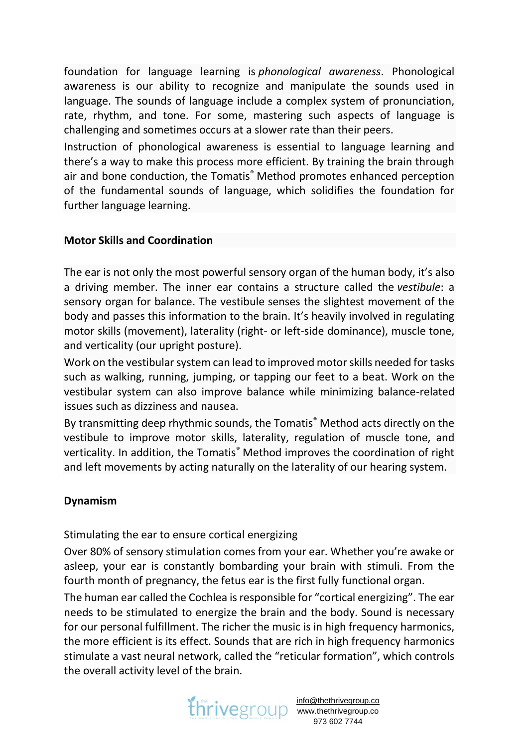foundation for language learning is *phonological awareness*. Phonological awareness is our ability to recognize and manipulate the sounds used in language. The sounds of language include a complex system of pronunciation, rate, rhythm, and tone. For some, mastering such aspects of language is challenging and sometimes occurs at a slower rate than their peers.

Instruction of phonological awareness is essential to language learning and there's a way to make this process more efficient. By training the brain through air and bone conduction, the Tomatis® Method promotes enhanced perception of the fundamental sounds of language, which solidifies the foundation for further language learning.

**Motor Skills and Coordination**

The ear is not only the most powerful sensory organ of the human body, it's also a driving member. The inner ear contains a structure called the *vestibule*: a sensory organ for balance. The vestibule senses the slightest movement of the body and passes this information to the brain. It's heavily involved in regulating motor skills (movement), laterality (right- or left-side dominance), muscle tone, and verticality (our upright posture).

Work on the vestibular system can lead to improved motor skills needed for tasks such as walking, running, jumping, or tapping our feet to a beat. Work on the vestibular system can also improve balance while minimizing balance-related issues such as dizziness and nausea.

By transmitting deep rhythmic sounds, the Tomatis® Method acts directly on the vestibule to improve motor skills, laterality, regulation of muscle tone, and verticality. In addition, the Tomatis® Method improves the coordination of right and left movements by acting naturally on the laterality of our hearing system.

**Dynamism**

Stimulating the ear to ensure cortical energizing

Over 80% of sensory stimulation comes from your ear. Whether you're awake or asleep, your ear is constantly bombarding your brain with stimuli. From the fourth month of pregnancy, the fetus ear is the first fully functional organ.

The human ear called the Cochlea is responsible for "cortical energizing". The ear needs to be stimulated to energize the brain and the body. Sound is necessary for our personal fulfillment. The richer the music is in high frequency harmonics, the more efficient is its effect. Sounds that are rich in high frequency harmonics stimulate a vast neural network, called the "reticular formation", which controls the overall activity level of the brain.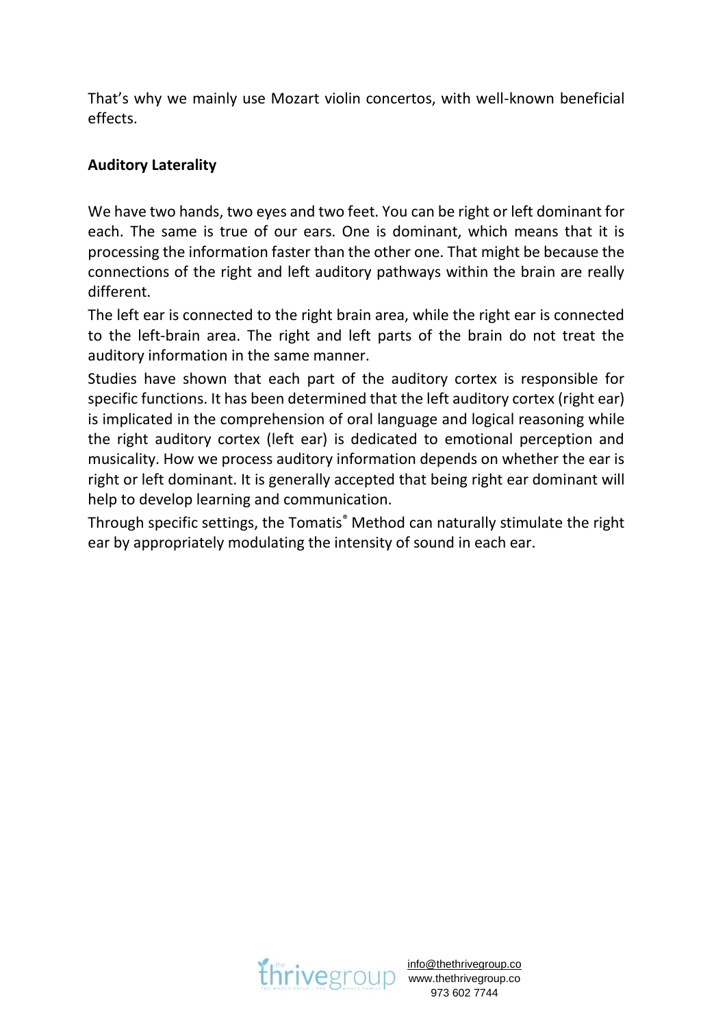That's why we mainly use Mozart violin concertos, with well-known beneficial effects.

**Auditory Laterality**

We have two hands, two eyes and two feet. You can be right or left dominant for each. The same is true of our ears. One is dominant, which means that it is processing the information faster than the other one. That might be because the connections of the right and left auditory pathways within the brain are really different.

The left ear is connected to the right brain area, while the right ear is connected to the left-brain area. The right and left parts of the brain do not treat the auditory information in the same manner.

Studies have shown that each part of the auditory cortex is responsible for specific functions. It has been determined that the left auditory cortex (right ear) is implicated in the comprehension of oral language and logical reasoning while the right auditory cortex (left ear) is dedicated to emotional perception and musicality. How we process auditory information depends on whether the ear is right or left dominant. It is generally accepted that being right ear dominant will help to develop learning and communication.

Through specific settings, the Tomatis® Method can naturally stimulate the right ear by appropriately modulating the intensity of sound in each ear.